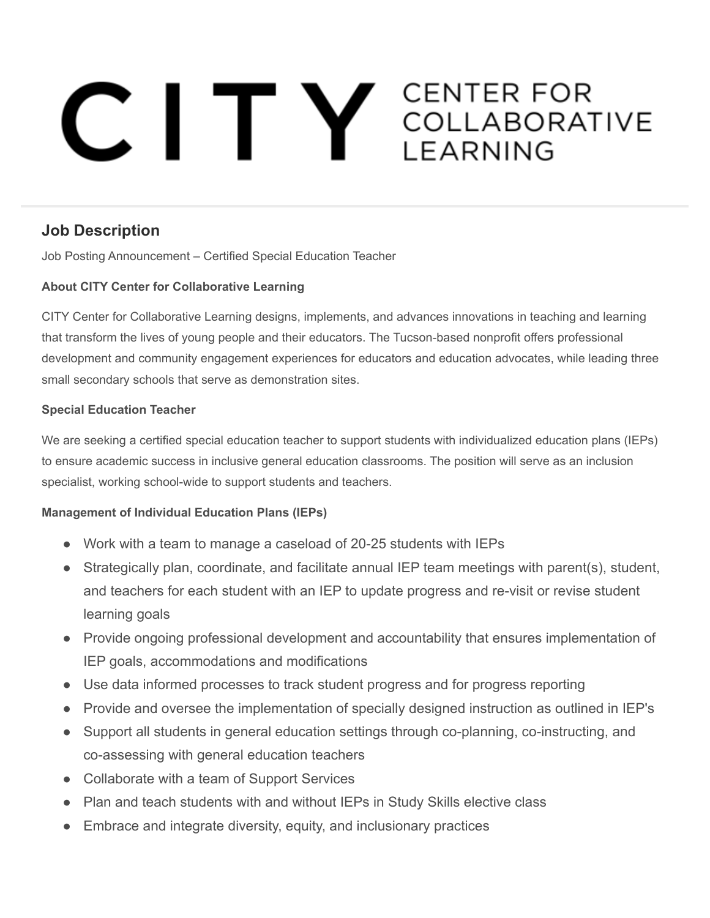# CITY CENTER FOR COLLABORATIVE LEARNING

## Job Description

Job Posting Announcement – Certified Special Education Teacher

**About CITY Center for Collaborative Learning**

CITY Center for Collaborative Learning designs, implements, and advances innovations in teaching and learning that transform the lives of young people and their educators. The Tucson-based nonprofit offers professional development and community engagement experiences for educators and education advocates, while leading three small secondary schools that serve as demonstration sites.

**Special Education Teacher**

We are seeking a certified special education teacher to support students with individualized education plans (IEPs) to ensure academic success in inclusive general education classrooms. The position will serve as an inclusion specialist, working school-wide to support students and teachers.

**Management of Individual Education Plans (IEPs)**

- Work with a team to manage a caseload of 20-25 students with IEPs
- Strategically plan, coordinate, and facilitate annual IEP team meetings with parent(s), student, and teachers for each student with an IEP to update progress and re-visit or revise student learning goals
- Provide ongoing professional development and accountability that ensures implementation of IEP goals, accommodations and modifications
- Use data informed processes to track student progress and for progress reporting
- Provide and oversee the implementation of specially designed instruction as outlined in IEP's
- Support all students in general education settings through co-planning, co-instructing, and co-assessing with general education teachers
- Collaborate with a team of Support Services
- Plan and teach students with and without IEPs in Study Skills elective class
- Embrace and integrate diversity, equity, and inclusionary practices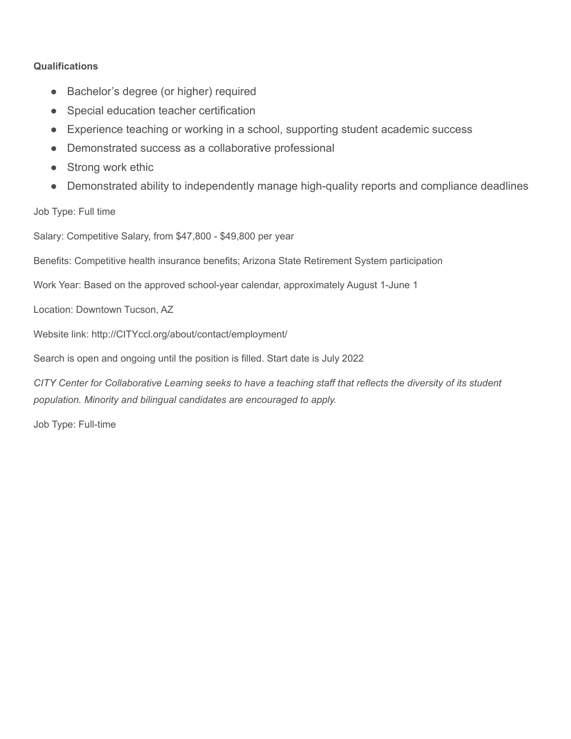**Qualifications**

- Bachelor’s degree (or higher) required
- Special education teacher certification
- Experience teaching or working in a school, supporting student academic success
- Demonstrated success as a collaborative professional
- Strong work ethic
- Demonstrated ability to independently manage high-quality reports and compliance deadlines

Job Type: Full time

Salary: Competitive Salary, from $47,800 - $49,800 per year

Benefits: Competitive health insurance benefits; Arizona State Retirement System participation

Work Year: Based on the approved school-year calendar, approximately August 1-June 1

Location: Downtown Tucson, AZ

Website link: http://CITYccl.org/about/contact/employment/

Search is open and ongoing until the position is filled. Start date is July 2022

*CITY Center for Collaborative Learning seeks to have a teaching staff that reflects the diversity of its student population. Minority and bilingual candidates are encouraged to apply.*

Job Type: Full-time